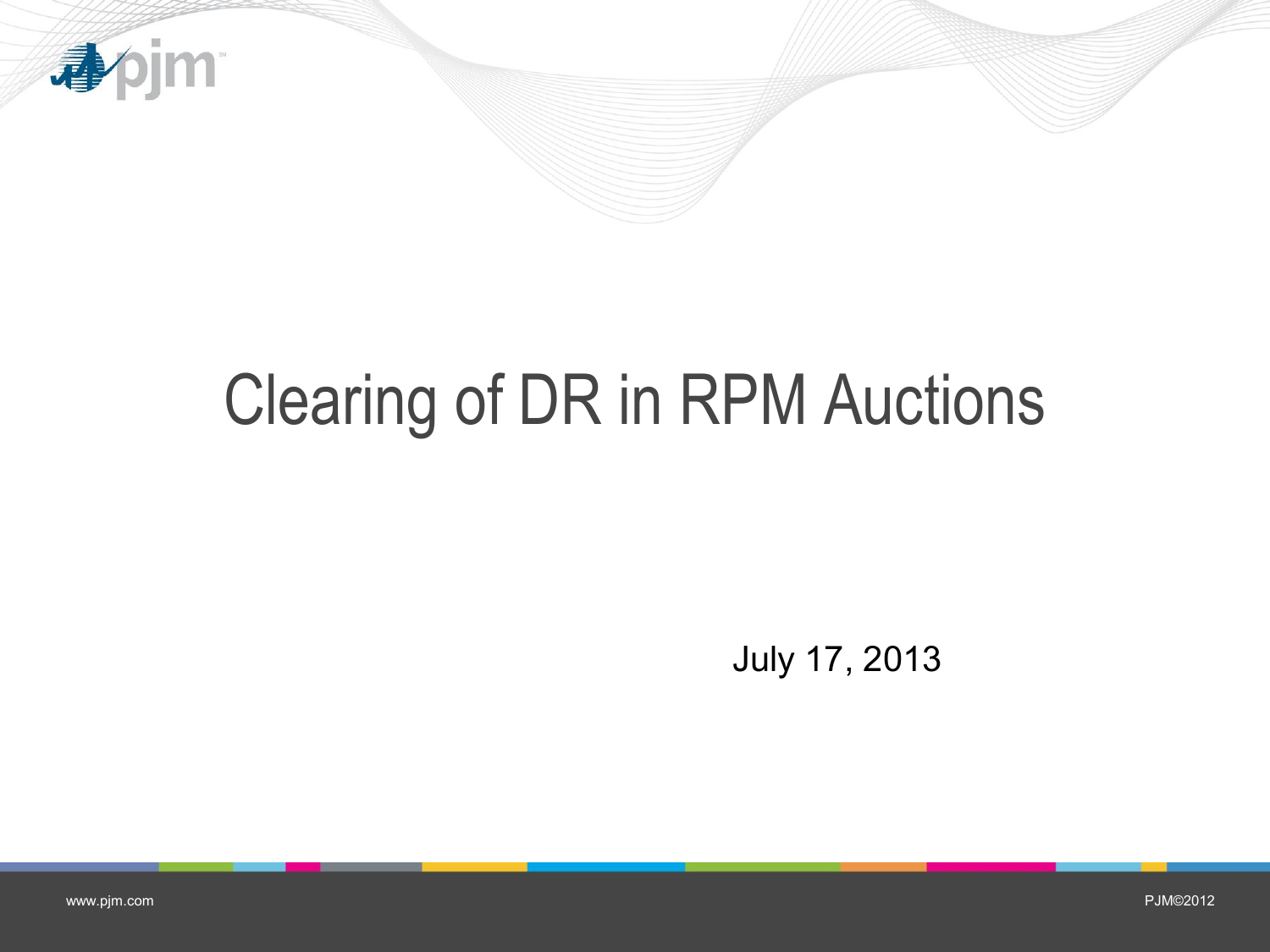# Clearing of DR in RPM Auctions

July 17, 2013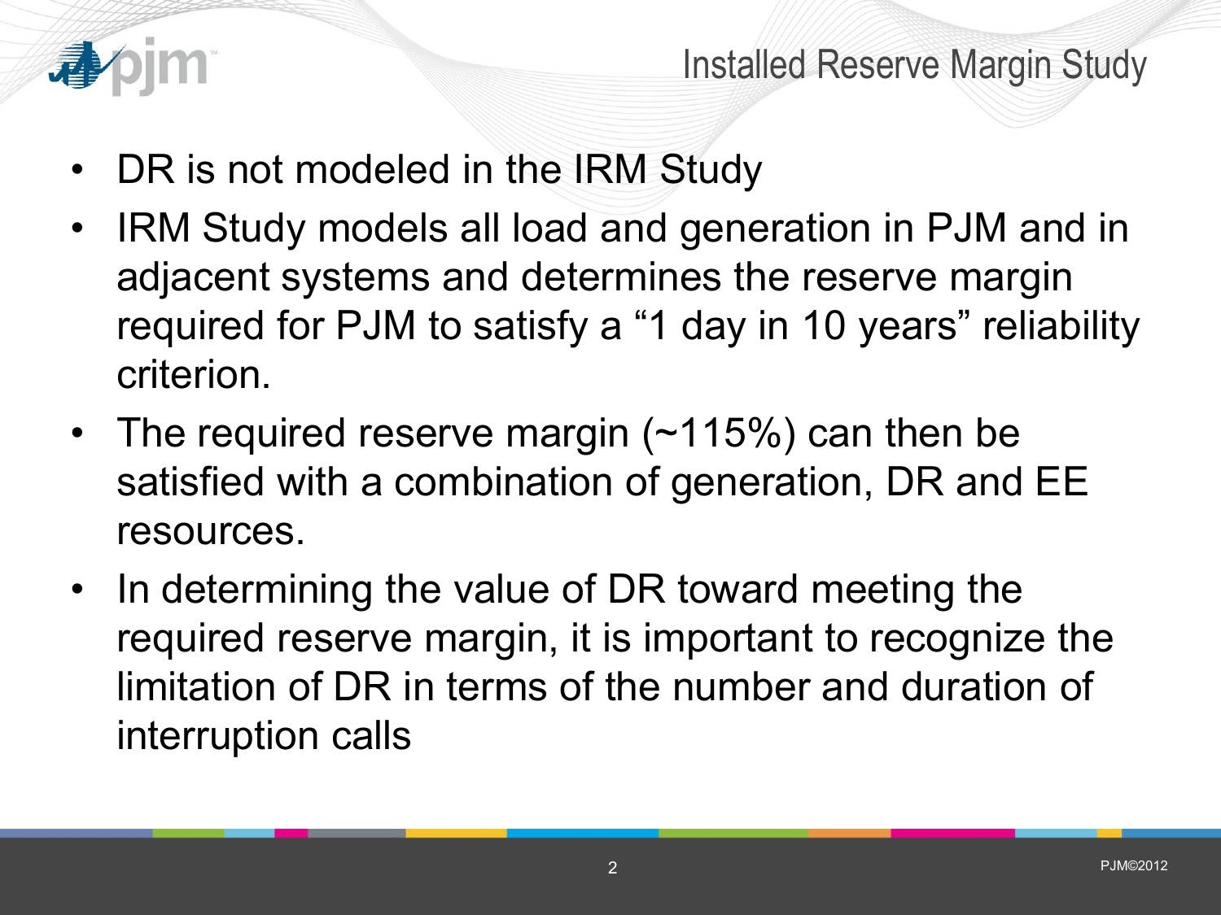# Installed Reserve Margin Study

- DR is not modeled in the IRM Study
- IRM Study models all load and generation in PJM and in adjacent systems and determines the reserve margin required for PJM to satisfy a “1 day in 10 years” reliability criterion.
- The required reserve margin (~115%) can then be satisfied with a combination of generation, DR and EE resources.
- In determining the value of DR toward meeting the required reserve margin, it is important to recognize the limitation of DR in terms of the number and duration of interruption calls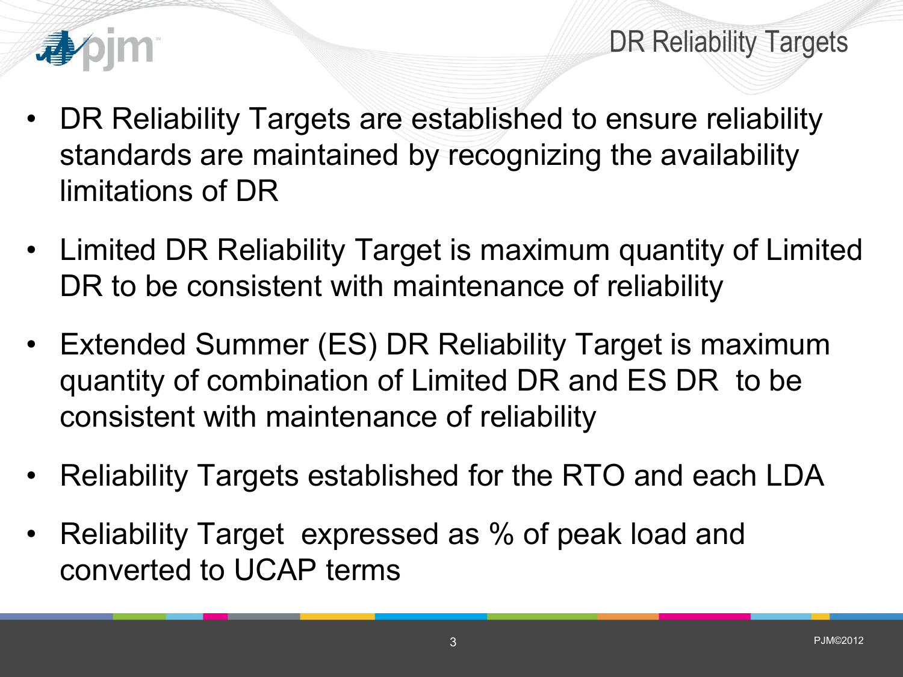# DR Reliability Targets

- DR Reliability Targets are established to ensure reliability standards are maintained by recognizing the availability limitations of DR
- Limited DR Reliability Target is maximum quantity of Limited DR to be consistent with maintenance of reliability
- Extended Summer (ES) DR Reliability Target is maximum quantity of combination of Limited DR and ES DR to be consistent with maintenance of reliability
- Reliability Targets established for the RTO and each LDA
- Reliability Target expressed as % of peak load and converted to UCAP terms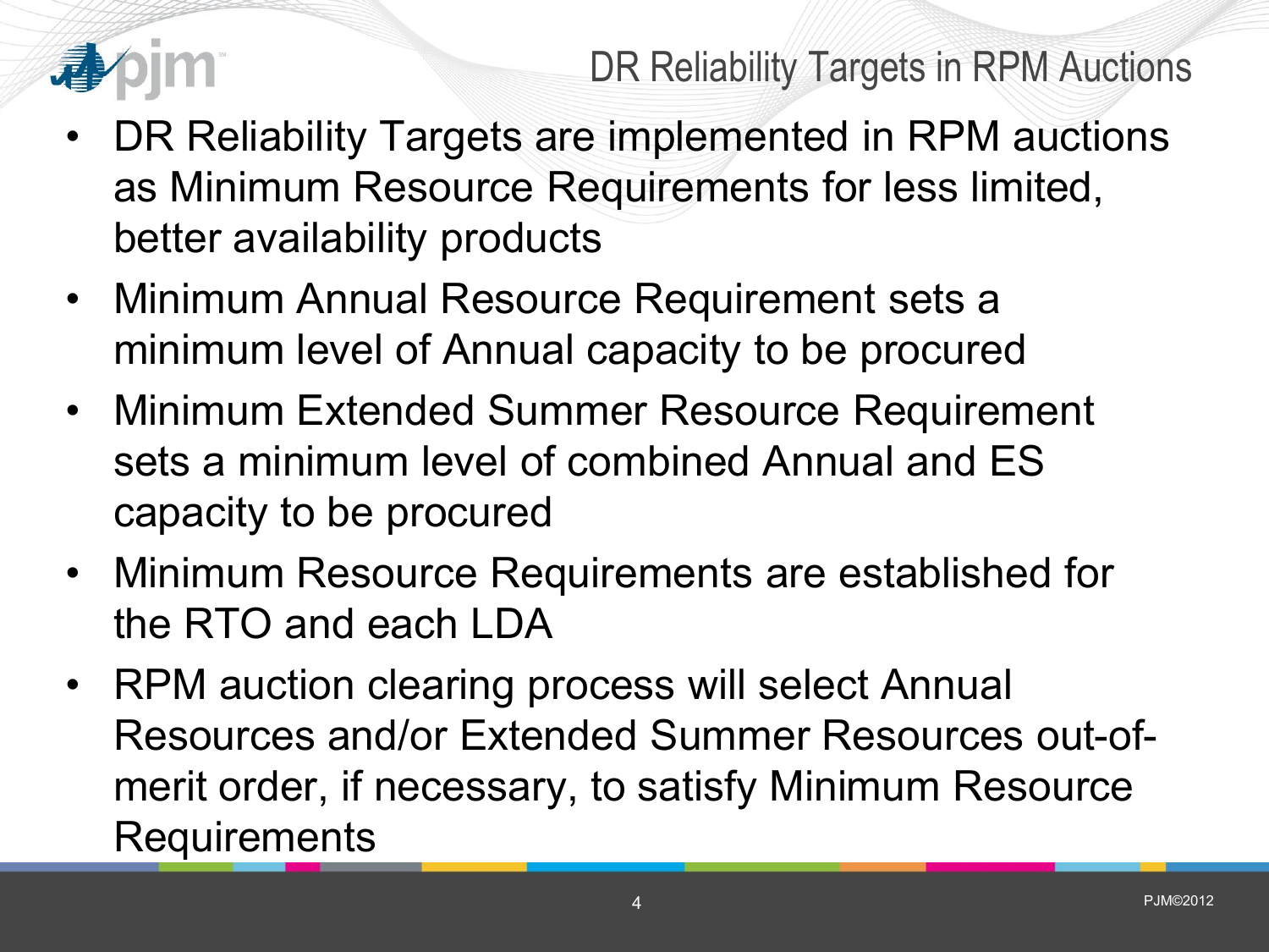# DR Reliability Targets in RPM Auctions

- DR Reliability Targets are implemented in RPM auctions as Minimum Resource Requirements for less limited, better availability products
- Minimum Annual Resource Requirement sets a minimum level of Annual capacity to be procured
- Minimum Extended Summer Resource Requirement sets a minimum level of combined Annual and ES capacity to be procured
- Minimum Resource Requirements are established for the RTO and each LDA
- RPM auction clearing process will select Annual Resources and/or Extended Summer Resources out-of-merit order, if necessary, to satisfy Minimum Resource Requirements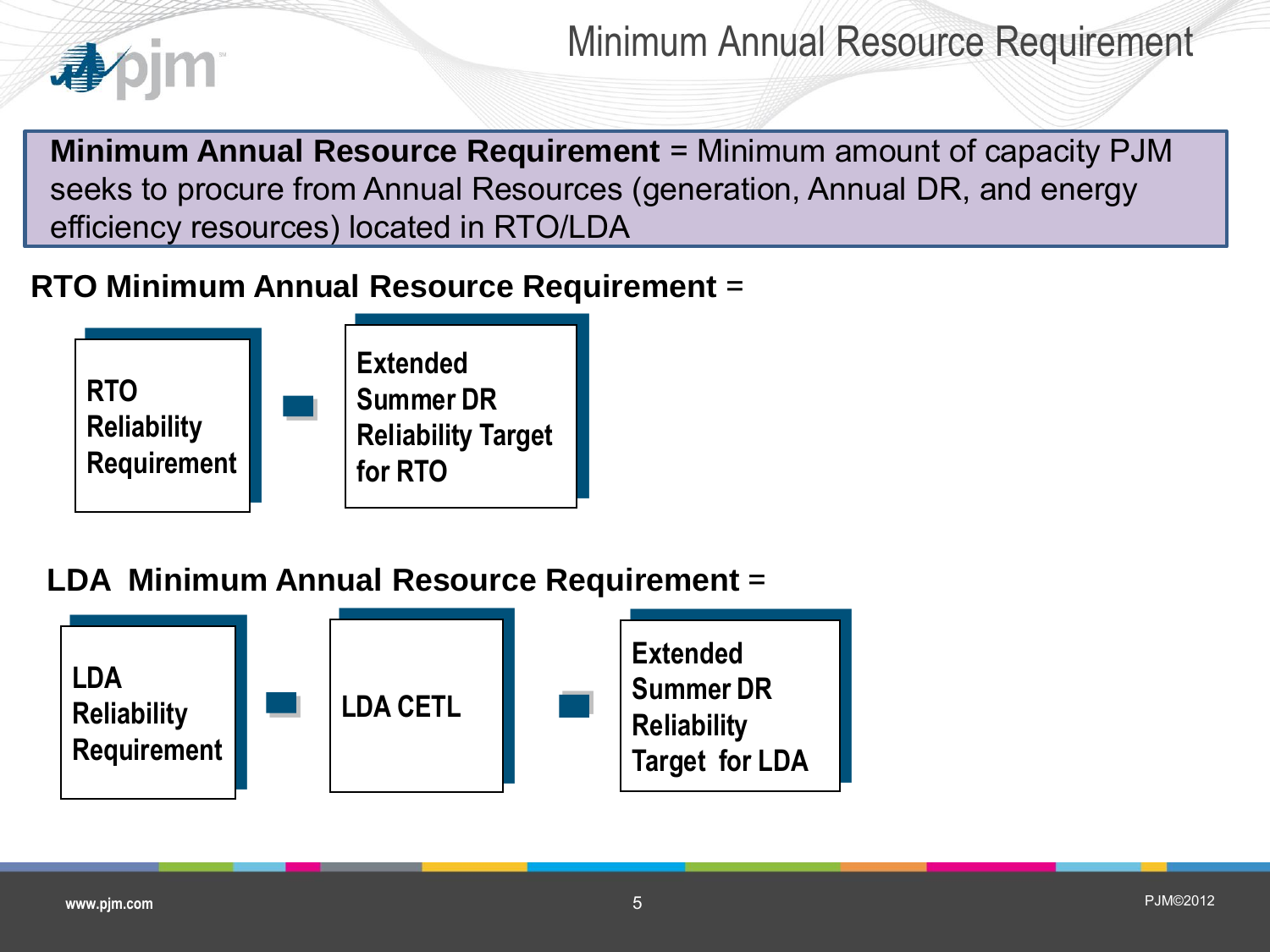# Minimum Annual Resource Requirement

**Minimum Annual Resource Requirement** = Minimum amount of capacity PJM seeks to procure from Annual Resources (generation, Annual DR, and energy efficiency resources) located in RTO/LDA

**RTO Minimum Annual Resource Requirement** =

RTO Reliability Requirement − Extended Summer DR Reliability Target for RTO

**LDA Minimum Annual Resource Requirement** =

LDA Reliability Requirement − LDA CETL − Extended Summer DR Reliability Target for LDA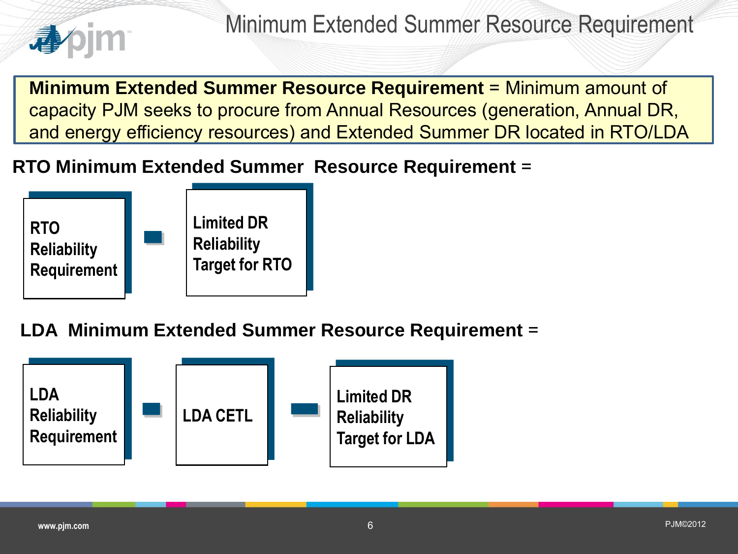# Minimum Extended Summer Resource Requirement

**Minimum Extended Summer Resource Requirement** = Minimum amount of capacity PJM seeks to procure from Annual Resources (generation, Annual DR, and energy efficiency resources) and Extended Summer DR located in RTO/LDA

**RTO Minimum Extended Summer Resource Requirement** =

RTO Reliability Requirement − Limited DR Reliability Target for RTO

**LDA Minimum Extended Summer Resource Requirement** =

LDA Reliability Requirement − LDA CETL − Limited DR Reliability Target for LDA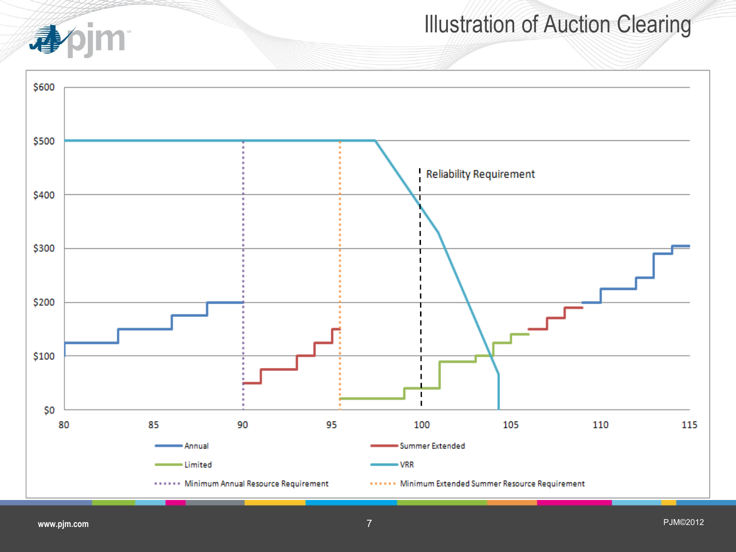# Illustration of Auction Clearing

Reliability Requirement

$600
$500
$400
$300
$200
$100
$0

80 85 90 95 100 105 110 115

Annual
Summer Extended
Limited
VRR
Minimum Annual Resource Requirement
Minimum Extended Summer Resource Requirement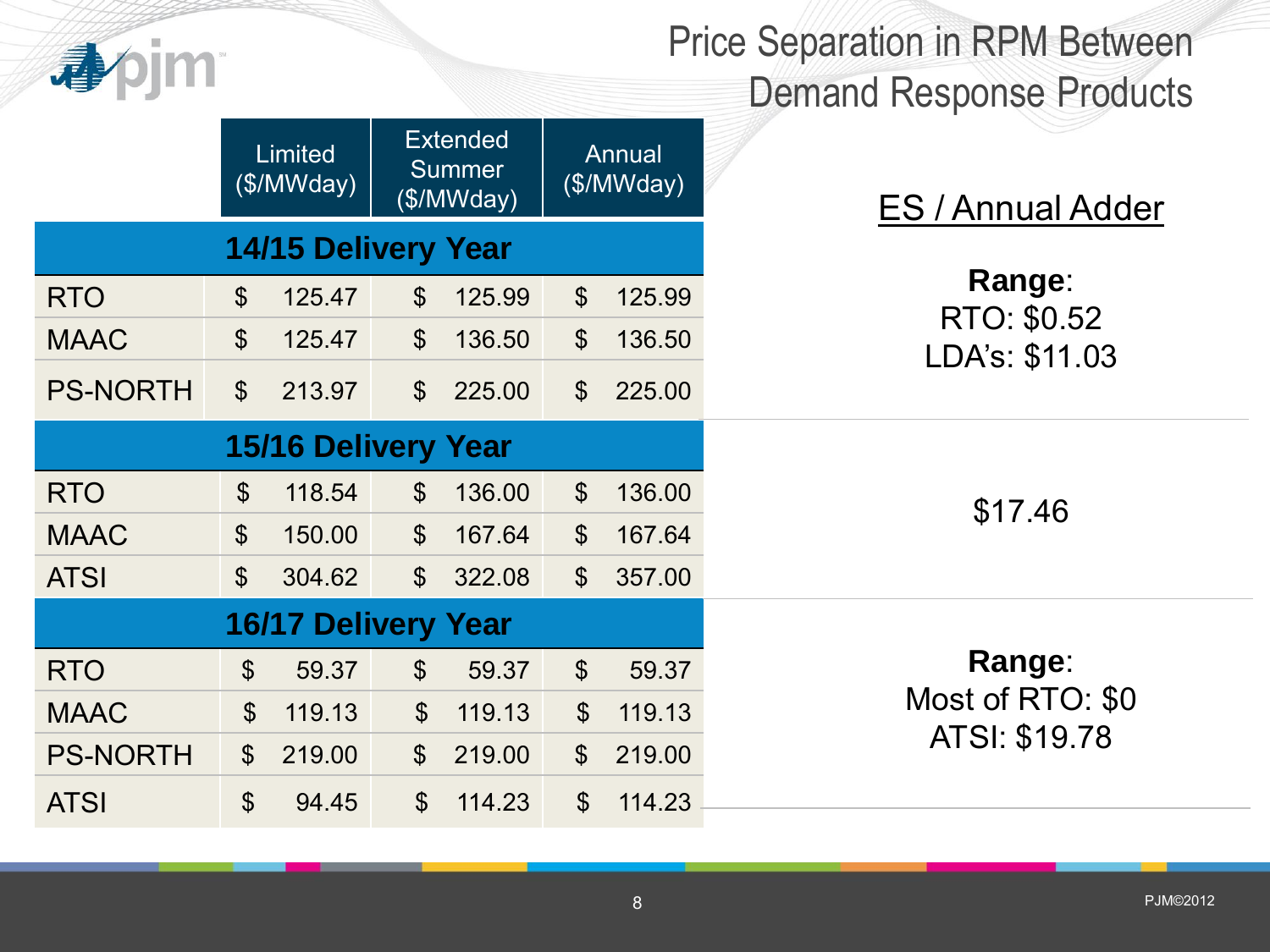# Price Separation in RPM Between Demand Response Products

| | Limited ($/MWday) | Extended Summer ($/MWday) | Annual ($/MWday) | ES / Annual Adder |
|---|---|---|---|---|
| **14/15 Delivery Year** | | | | |
| RTO | $ 125.47 | $ 125.99 | $ 125.99 | **Range**: RTO: $0.52 LDA's: $11.03 |
| MAAC | $ 125.47 | $ 136.50 | $ 136.50 | |
| PS-NORTH | $ 213.97 | $ 225.00 | $ 225.00 | |
| **15/16 Delivery Year** | | | | |
| RTO | $ 118.54 | $ 136.00 | $ 136.00 | $17.46 |
| MAAC | $ 150.00 | $ 167.64 | $ 167.64 | |
| ATSI | $ 304.62 | $ 322.08 | $ 357.00 | |
| **16/17 Delivery Year** | | | | |
| RTO | $ 59.37 | $ 59.37 | $ 59.37 | **Range**: Most of RTO: $0 ATSI: $19.78 |
| MAAC | $ 119.13 | $ 119.13 | $ 119.13 | |
| PS-NORTH | $ 219.00 | $ 219.00 | $ 219.00 | |
| ATSI | $ 94.45 | $ 114.23 | $ 114.23 | |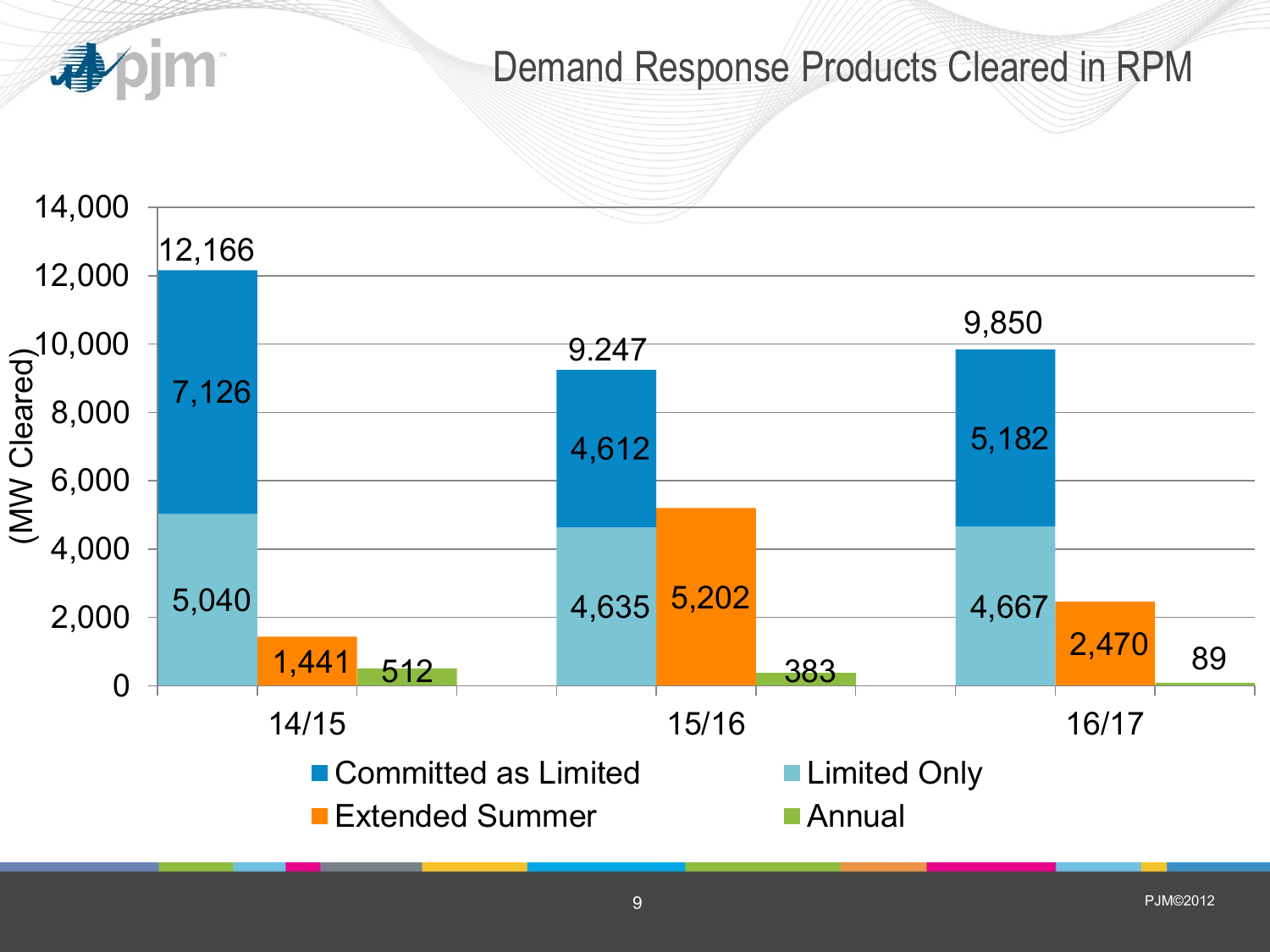# Demand Response Products Cleared in RPM

| (MW Cleared) | Committed as Limited | Limited Only | Total (Limited) | Extended Summer | Annual |
|---|---|---|---|---|---|
| 14/15 | 7,126 | 5,040 | 12,166 | 1,441 | 512 |
| 15/16 | 4,612 | 4,635 | 9.247 | 5,202 | 383 |
| 16/17 | 5,182 | 4,667 | 9,850 | 2,470 | 89 |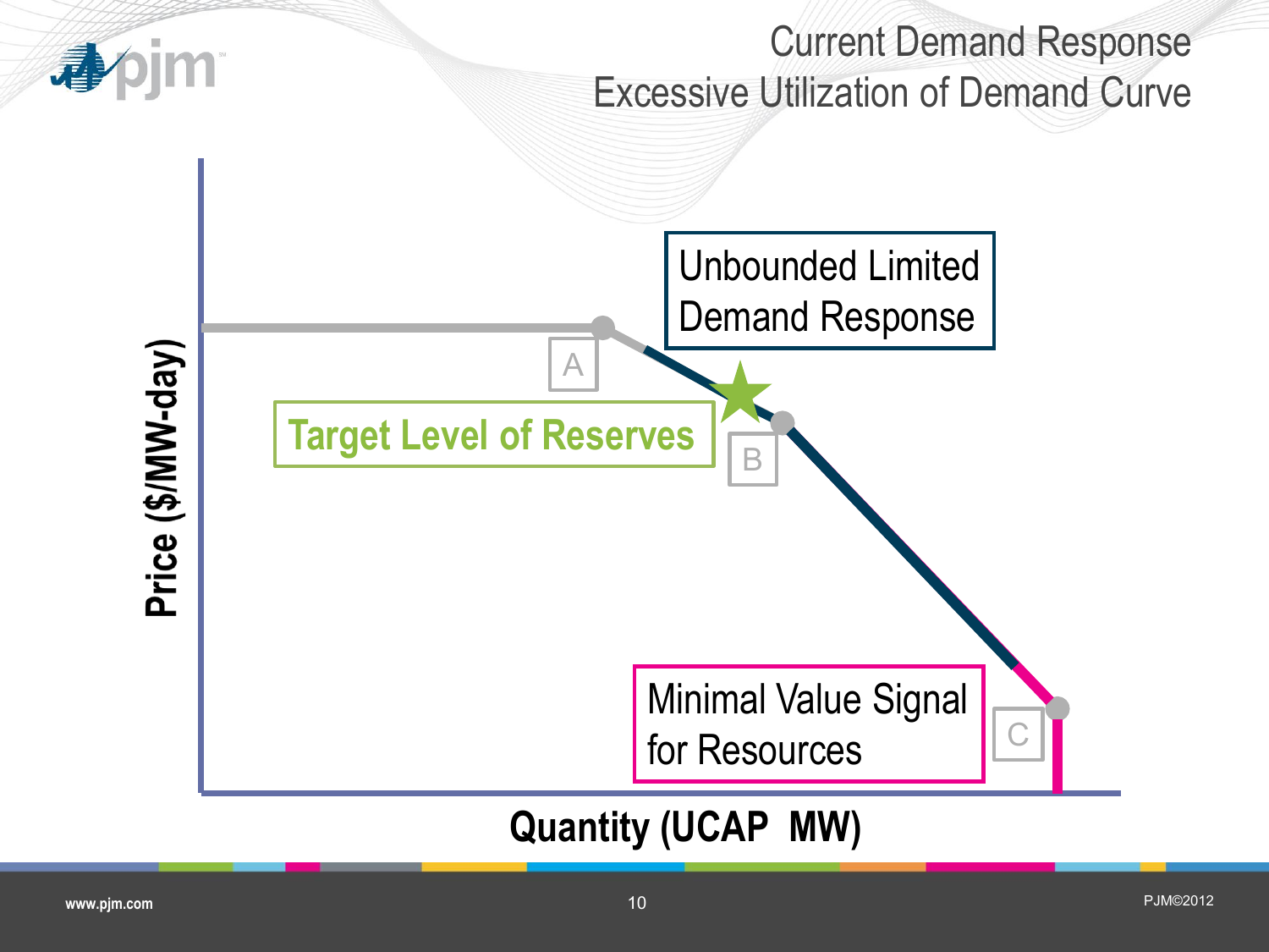# Current Demand Response Excessive Utilization of Demand Curve

Unbounded Limited Demand Response

A

Target Level of Reserves

B

Minimal Value Signal for Resources

C

Price ($/MW-day)

Quantity (UCAP MW)